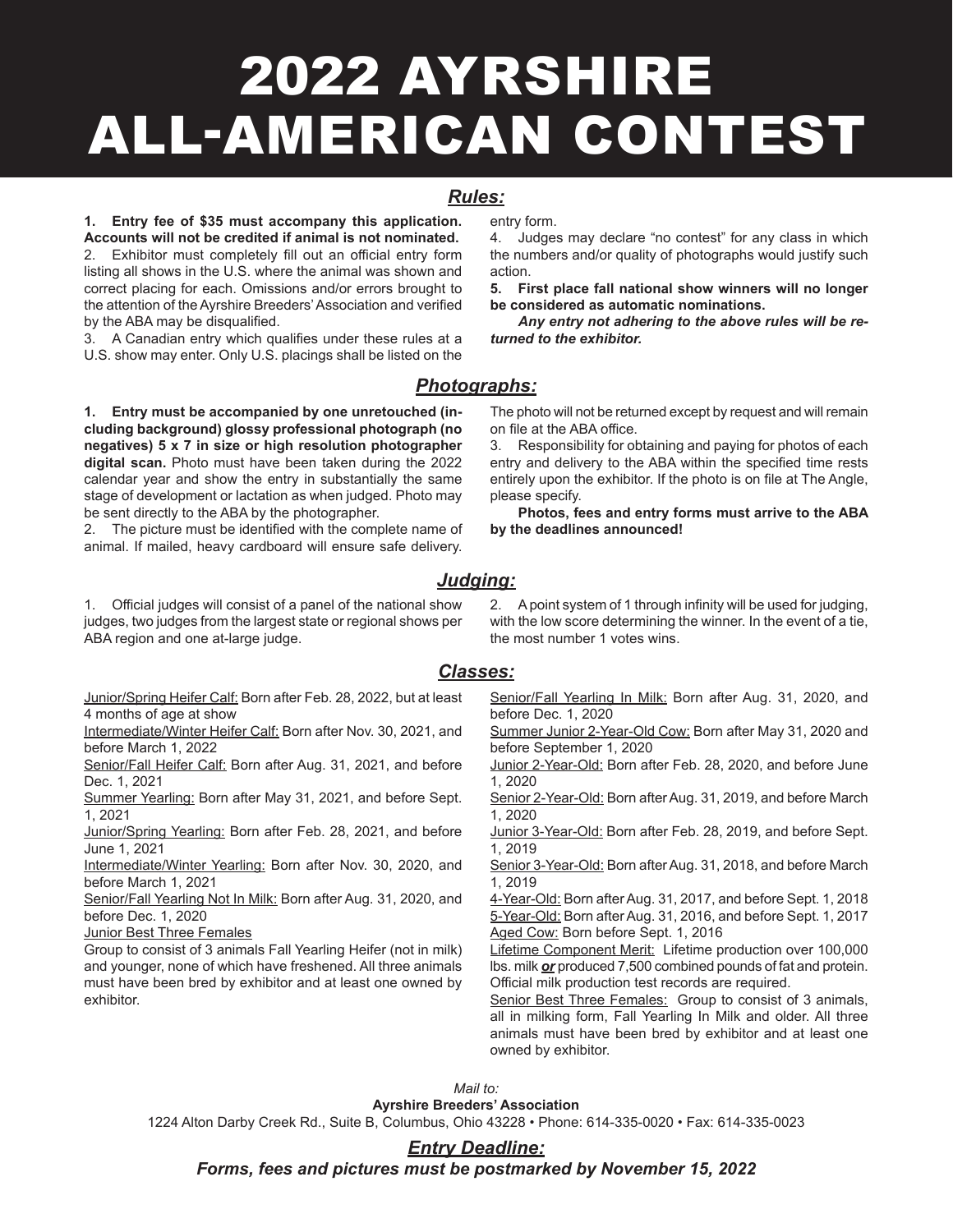# 2022 AYRSHIRE ALL-AMERICAN CONTEST

## *Rules:*

**1. Entry fee of $35 must accompany this application. Accounts will not be credited if animal is not nominated.**

2. Exhibitor must completely fill out an official entry form listing all shows in the U.S. where the animal was shown and correct placing for each. Omissions and/or errors brought to the attention of the Ayrshire Breeders' Association and verified by the ABA may be disqualified.

3. A Canadian entry which qualifies under these rules at a U.S. show may enter. Only U.S. placings shall be listed on the entry form.

4. Judges may declare "no contest" for any class in which the numbers and/or quality of photographs would justify such action.

**5. First place fall national show winners will no longer be considered as automatic nominations.**

***Any entry not adhering to the above rules will be returned to the exhibitor.***

## *Photographs:*

**1. Entry must be accompanied by one unretouched (including background) glossy professional photograph (no negatives) 5 x 7 in size or high resolution photographer digital scan.** Photo must have been taken during the 2022 calendar year and show the entry in substantially the same stage of development or lactation as when judged. Photo may be sent directly to the ABA by the photographer.

2. The picture must be identified with the complete name of animal. If mailed, heavy cardboard will ensure safe delivery. The photo will not be returned except by request and will remain on file at the ABA office.

3. Responsibility for obtaining and paying for photos of each entry and delivery to the ABA within the specified time rests entirely upon the exhibitor. If the photo is on file at The Angle, please specify.

**Photos, fees and entry forms must arrive to the ABA by the deadlines announced!**

## *Judging:*

1. Official judges will consist of a panel of the national show judges, two judges from the largest state or regional shows per ABA region and one at-large judge.

2. A point system of 1 through infinity will be used for judging, with the low score determining the winner. In the event of a tie, the most number 1 votes wins.

## *Classes:*

Junior/Spring Heifer Calf: Born after Feb. 28, 2022, but at least 4 months of age at show

Intermediate/Winter Heifer Calf: Born after Nov. 30, 2021, and before March 1, 2022

Senior/Fall Heifer Calf: Born after Aug. 31, 2021, and before Dec. 1, 2021

Summer Yearling: Born after May 31, 2021, and before Sept. 1, 2021

Junior/Spring Yearling: Born after Feb. 28, 2021, and before June 1, 2021

Intermediate/Winter Yearling: Born after Nov. 30, 2020, and before March 1, 2021

Senior/Fall Yearling Not In Milk: Born after Aug. 31, 2020, and before Dec. 1, 2020

Junior Best Three Females
Group to consist of 3 animals Fall Yearling Heifer (not in milk) and younger, none of which have freshened. All three animals must have been bred by exhibitor and at least one owned by exhibitor.

Senior/Fall Yearling In Milk: Born after Aug. 31, 2020, and before Dec. 1, 2020

Summer Junior 2-Year-Old Cow: Born after May 31, 2020 and before September 1, 2020

Junior 2-Year-Old: Born after Feb. 28, 2020, and before June 1, 2020

Senior 2-Year-Old: Born after Aug. 31, 2019, and before March 1, 2020

Junior 3-Year-Old: Born after Feb. 28, 2019, and before Sept. 1, 2019

Senior 3-Year-Old: Born after Aug. 31, 2018, and before March 1, 2019

4-Year-Old: Born after Aug. 31, 2017, and before Sept. 1, 2018

5-Year-Old: Born after Aug. 31, 2016, and before Sept. 1, 2017

Aged Cow: Born before Sept. 1, 2016

Lifetime Component Merit: Lifetime production over 100,000 lbs. milk ***or*** produced 7,500 combined pounds of fat and protein. Official milk production test records are required.

Senior Best Three Females: Group to consist of 3 animals, all in milking form, Fall Yearling In Milk and older. All three animals must have been bred by exhibitor and at least one owned by exhibitor.

*Mail to:*

**Ayrshire Breeders' Association**

1224 Alton Darby Creek Rd., Suite B, Columbus, Ohio 43228 • Phone: 614-335-0020 • Fax: 614-335-0023

## *Entry Deadline:*

***Forms, fees and pictures must be postmarked by November 15, 2022***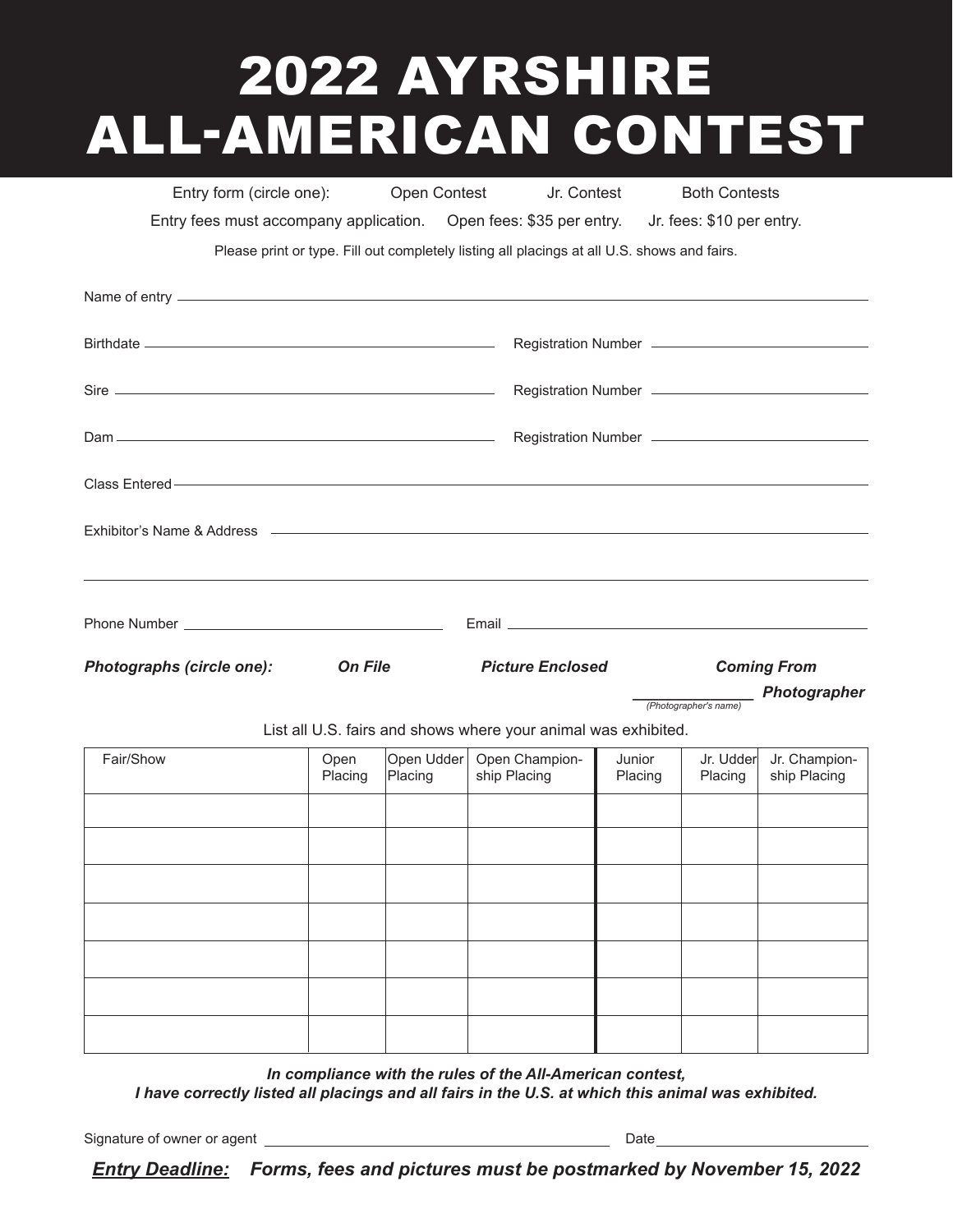# 2022 AYRSHIRE ALL-AMERICAN CONTEST

Entry form (circle one): Open Contest Jr. Contest Both Contests

Entry fees must accompany application. Open fees: $35 per entry. Jr. fees: $10 per entry.

Please print or type. Fill out completely listing all placings at all U.S. shows and fairs.

Name of entry ______________________________

Birthdate ______________________________ Registration Number ______________________________

Sire ______________________________ Registration Number ______________________________

Dam ______________________________ Registration Number ______________________________

Class Entered ______________________________

Exhibitor's Name & Address ______________________________

______________________________

Phone Number ______________________________ Email ______________________________

***Photographs (circle one):*** ***On File*** ***Picture Enclosed*** ***Coming From*** ______________ ***Photographer***

*(Photographer's name)*

List all U.S. fairs and shows where your animal was exhibited.

| Fair/Show | Open Placing | Open Udder Placing | Open Championship Placing | Junior Placing | Jr. Udder Placing | Jr. Championship Placing |
|---|---|---|---|---|---|---|
| | | | | | | |
| | | | | | | |
| | | | | | | |
| | | | | | | |
| | | | | | | |
| | | | | | | |
| | | | | | | |

***In compliance with the rules of the All-American contest,***
***I have correctly listed all placings and all fairs in the U.S. at which this animal was exhibited.***

Signature of owner or agent ______________________________ Date ______________

***Entry Deadline:*** ***Forms, fees and pictures must be postmarked by November 15, 2022***